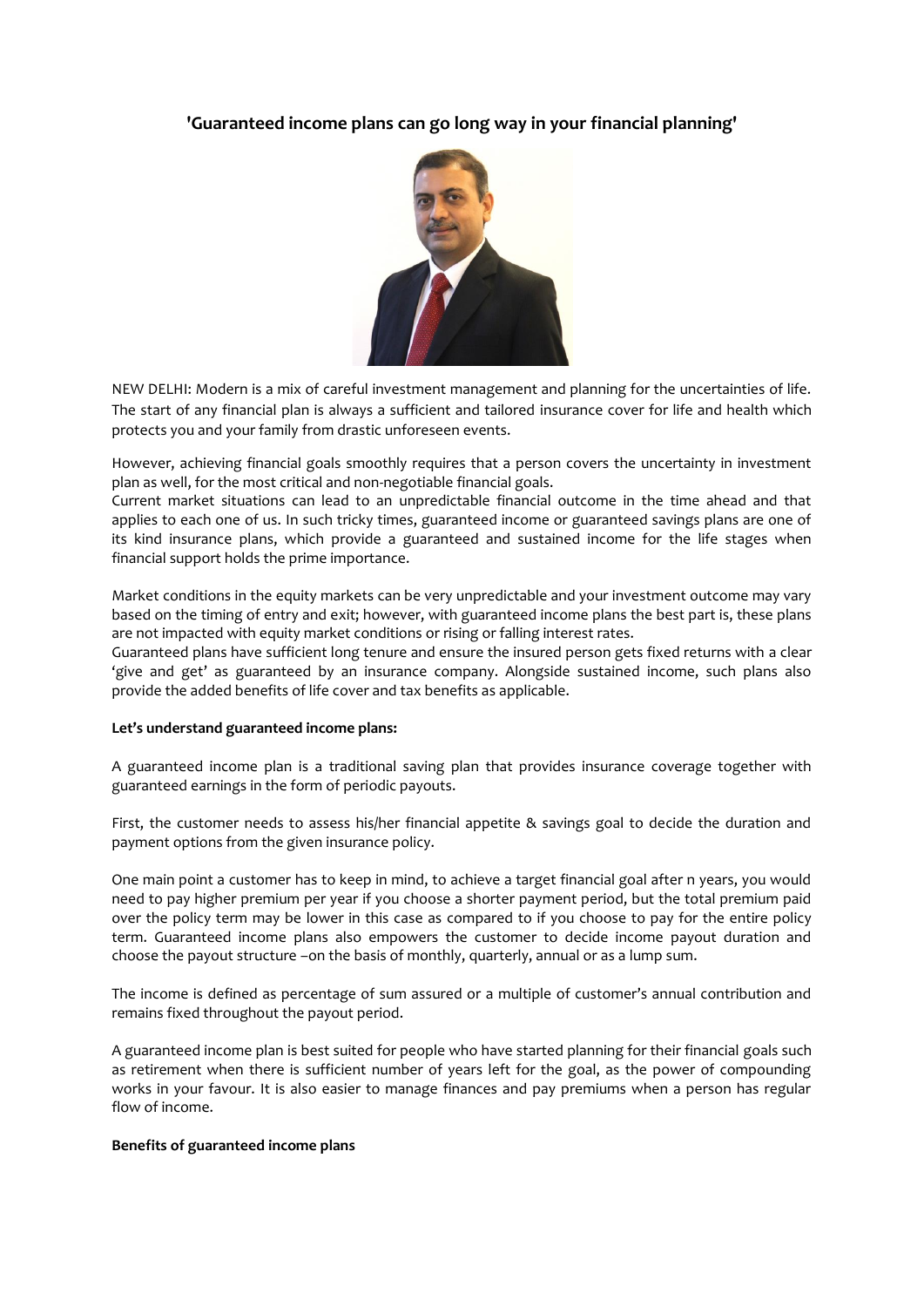# 'Guaranteed income plans can go long way in your financial planning'

NEW DELHI: Modern is a mix of careful investment management and planning for the uncertainties of life. The start of any financial plan is always a sufficient and tailored insurance cover for life and health which protects you and your family from drastic unforeseen events.

However, achieving financial goals smoothly requires that a person covers the uncertainty in investment plan as well, for the most critical and non-negotiable financial goals.

Current market situations can lead to an unpredictable financial outcome in the time ahead and that applies to each one of us. In such tricky times, guaranteed income or guaranteed savings plans are one of its kind insurance plans, which provide a guaranteed and sustained income for the life stages when financial support holds the prime importance.

Market conditions in the equity markets can be very unpredictable and your investment outcome may vary based on the timing of entry and exit; however, with guaranteed income plans the best part is, these plans are not impacted with equity market conditions or rising or falling interest rates.

Guaranteed plans have sufficient long tenure and ensure the insured person gets fixed returns with a clear 'give and get' as guaranteed by an insurance company. Alongside sustained income, such plans also provide the added benefits of life cover and tax benefits as applicable.

**Let's understand guaranteed income plans:**

A guaranteed income plan is a traditional saving plan that provides insurance coverage together with guaranteed earnings in the form of periodic payouts.

First, the customer needs to assess his/her financial appetite & savings goal to decide the duration and payment options from the given insurance policy.

One main point a customer has to keep in mind, to achieve a target financial goal after n years, you would need to pay higher premium per year if you choose a shorter payment period, but the total premium paid over the policy term may be lower in this case as compared to if you choose to pay for the entire policy term. Guaranteed income plans also empowers the customer to decide income payout duration and choose the payout structure –on the basis of monthly, quarterly, annual or as a lump sum.

The income is defined as percentage of sum assured or a multiple of customer's annual contribution and remains fixed throughout the payout period.

A guaranteed income plan is best suited for people who have started planning for their financial goals such as retirement when there is sufficient number of years left for the goal, as the power of compounding works in your favour. It is also easier to manage finances and pay premiums when a person has regular flow of income.

**Benefits of guaranteed income plans**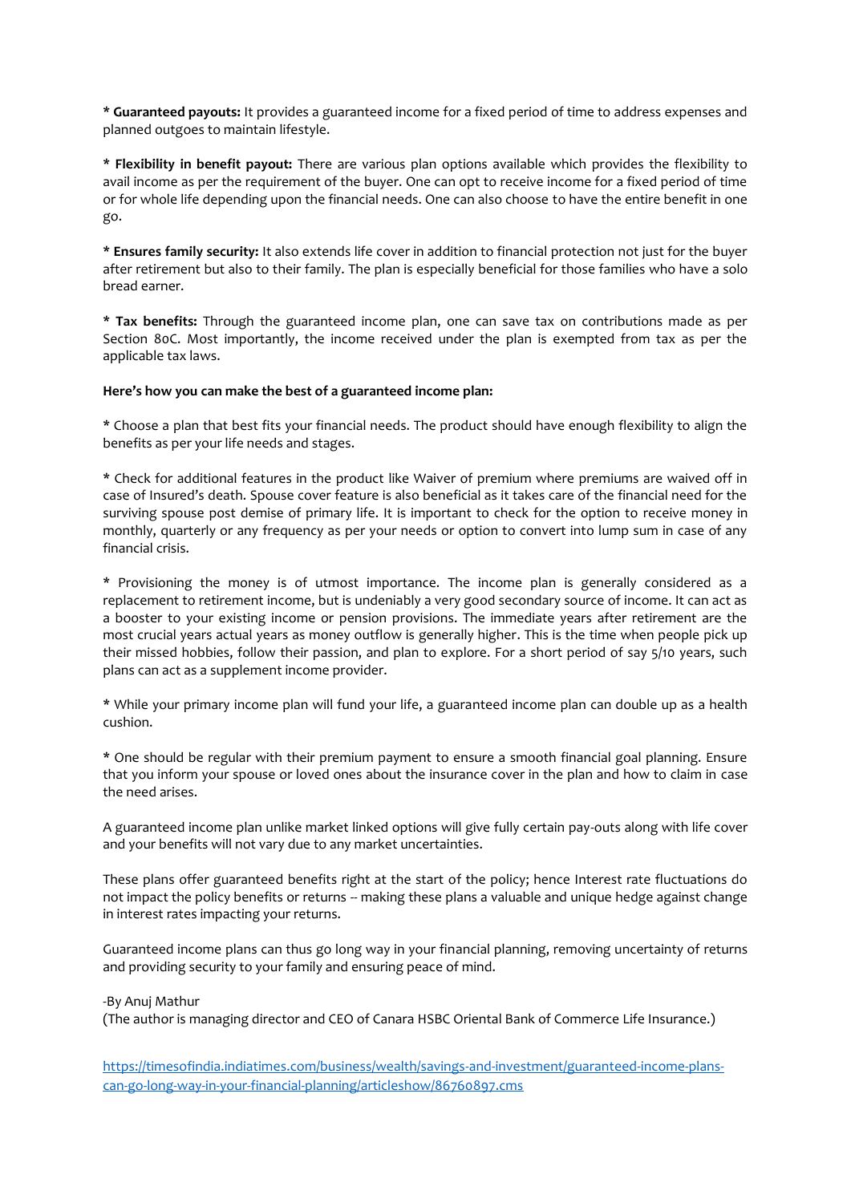* **Guaranteed payouts:** It provides a guaranteed income for a fixed period of time to address expenses and planned outgoes to maintain lifestyle.

* **Flexibility in benefit payout:** There are various plan options available which provides the flexibility to avail income as per the requirement of the buyer. One can opt to receive income for a fixed period of time or for whole life depending upon the financial needs. One can also choose to have the entire benefit in one go.

* **Ensures family security:** It also extends life cover in addition to financial protection not just for the buyer after retirement but also to their family. The plan is especially beneficial for those families who have a solo bread earner.

* **Tax benefits:** Through the guaranteed income plan, one can save tax on contributions made as per Section 80C. Most importantly, the income received under the plan is exempted from tax as per the applicable tax laws.

**Here's how you can make the best of a guaranteed income plan:**

* Choose a plan that best fits your financial needs. The product should have enough flexibility to align the benefits as per your life needs and stages.

* Check for additional features in the product like Waiver of premium where premiums are waived off in case of Insured's death. Spouse cover feature is also beneficial as it takes care of the financial need for the surviving spouse post demise of primary life. It is important to check for the option to receive money in monthly, quarterly or any frequency as per your needs or option to convert into lump sum in case of any financial crisis.

* Provisioning the money is of utmost importance. The income plan is generally considered as a replacement to retirement income, but is undeniably a very good secondary source of income. It can act as a booster to your existing income or pension provisions. The immediate years after retirement are the most crucial years actual years as money outflow is generally higher. This is the time when people pick up their missed hobbies, follow their passion, and plan to explore. For a short period of say 5/10 years, such plans can act as a supplement income provider.

* While your primary income plan will fund your life, a guaranteed income plan can double up as a health cushion.

* One should be regular with their premium payment to ensure a smooth financial goal planning. Ensure that you inform your spouse or loved ones about the insurance cover in the plan and how to claim in case the need arises.

A guaranteed income plan unlike market linked options will give fully certain pay-outs along with life cover and your benefits will not vary due to any market uncertainties.

These plans offer guaranteed benefits right at the start of the policy; hence Interest rate fluctuations do not impact the policy benefits or returns -- making these plans a valuable and unique hedge against change in interest rates impacting your returns.

Guaranteed income plans can thus go long way in your financial planning, removing uncertainty of returns and providing security to your family and ensuring peace of mind.

-By Anuj Mathur
(The author is managing director and CEO of Canara HSBC Oriental Bank of Commerce Life Insurance.)

https://timesofindia.indiatimes.com/business/wealth/savings-and-investment/guaranteed-income-plans-can-go-long-way-in-your-financial-planning/articleshow/86760897.cms